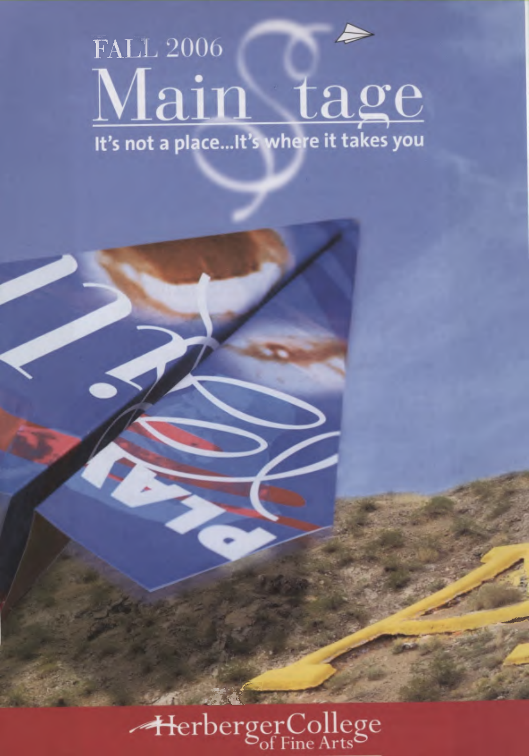# FALL 2006

# MainStage

**It's not a place...It's where it takes you**

Herberger College of Fine Arts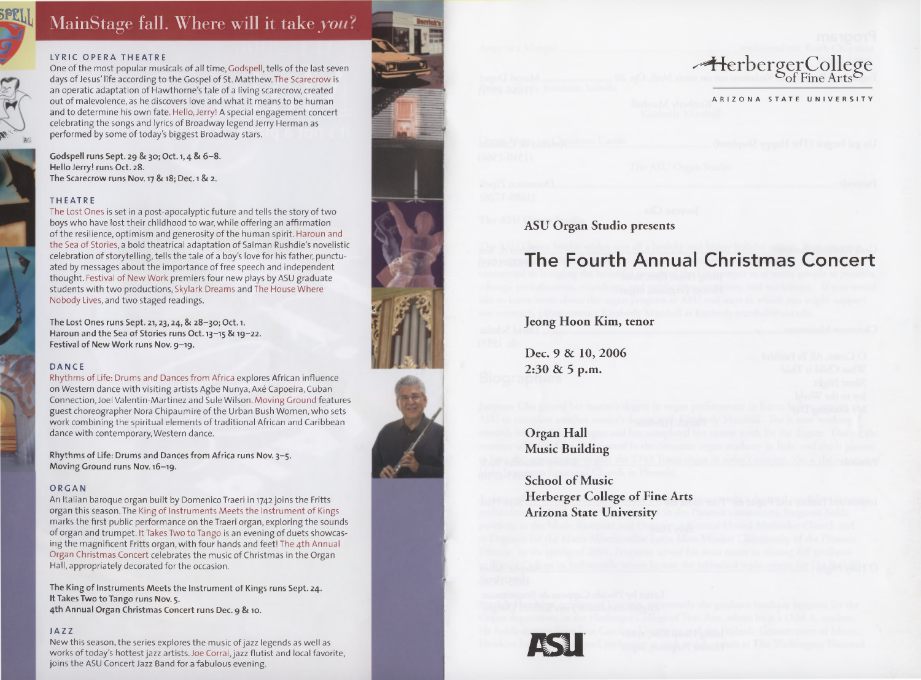# MainStage fall. Where will it take *you*?

## LYRIC OPERA THEATRE

One of the most popular musicals of all time, Godspell, tells of the last seven days of Jesus' life according to the Gospel of St. Matthew. The Scarecrow is an operatic adaptation of Hawthorne's tale of a living scarecrow, created out of malevolence, as he discovers love and what it means to be human and to determine his own fate. Hello, Jerry! A special engagement concert celebrating the songs and lyrics of Broadway legend Jerry Herman as performed by some of today's biggest Broadway stars.

**Godspell runs Sept. 29 & 30; Oct. 1, 4 & 6–8.**
**Hello Jerry! runs Oct. 28.**
**The Scarecrow runs Nov. 17 & 18; Dec. 1 & 2.**

## THEATRE

The Lost Ones is set in a post-apocalyptic future and tells the story of two boys who have lost their childhood to war, while offering an affirmation of the resilience, optimism and generosity of the human spirit. Haroun and the Sea of Stories, a bold theatrical adaptation of Salman Rushdie's novelistic celebration of storytelling, tells the tale of a boy's love for his father, punctuated by messages about the importance of free speech and independent thought. Festival of New Work premiers four new plays by ASU graduate students with two productions, Skylark Dreams and The House Where Nobody Lives, and two staged readings.

**The Lost Ones runs Sept. 21, 23, 24, & 28–30; Oct. 1.**
**Haroun and the Sea of Stories runs Oct. 13–15 & 19–22.**
**Festival of New Work runs Nov. 9–19.**

## DANCE

Rhythms of Life: Drums and Dances from Africa explores African influence on Western dance with visiting artists Agbe Nunya, Axé Capoeira, Cuban Connection, Joel Valentin-Martinez and Sule Wilson. Moving Ground features guest choreographer Nora Chipaumire of the Urban Bush Women, who sets work combining the spiritual elements of traditional African and Caribbean dance with contemporary, Western dance.

**Rhythms of Life: Drums and Dances from Africa runs Nov. 3–5.**
**Moving Ground runs Nov. 16–19.**

## ORGAN

An Italian baroque organ built by Domenico Traeri in 1742 joins the Fritts organ this season. The King of Instruments Meets the Instrument of Kings marks the first public performance on the Traeri organ, exploring the sounds of organ and trumpet. It Takes Two to Tango is an evening of duets showcasing the magnificent Fritts organ, with four hands and feet! The 4th Annual Organ Christmas Concert celebrates the music of Christmas in the Organ Hall, appropriately decorated for the occasion.

**The King of Instruments Meets the Instrument of Kings runs Sept. 24.**
**It Takes Two to Tango runs Nov. 5.**
**4th Annual Organ Christmas Concert runs Dec. 9 & 10.**

## JAZZ

New this season, the series explores the music of jazz legends as well as works of today's hottest jazz artists. Joe Corral, jazz flutist and local favorite, joins the ASU Concert Jazz Band for a fabulous evening.

---

HerbergerCollege of Fine Arts
ARIZONA STATE UNIVERSITY

**ASU Organ Studio presents**

# The Fourth Annual Christmas Concert

**Jeong Hoon Kim, tenor**

**Dec. 9 & 10, 2006**
**2:30 & 5 p.m.**

**Organ Hall**
**Music Building**

**School of Music**
**Herberger College of Fine Arts**
**Arizona State University**

ASU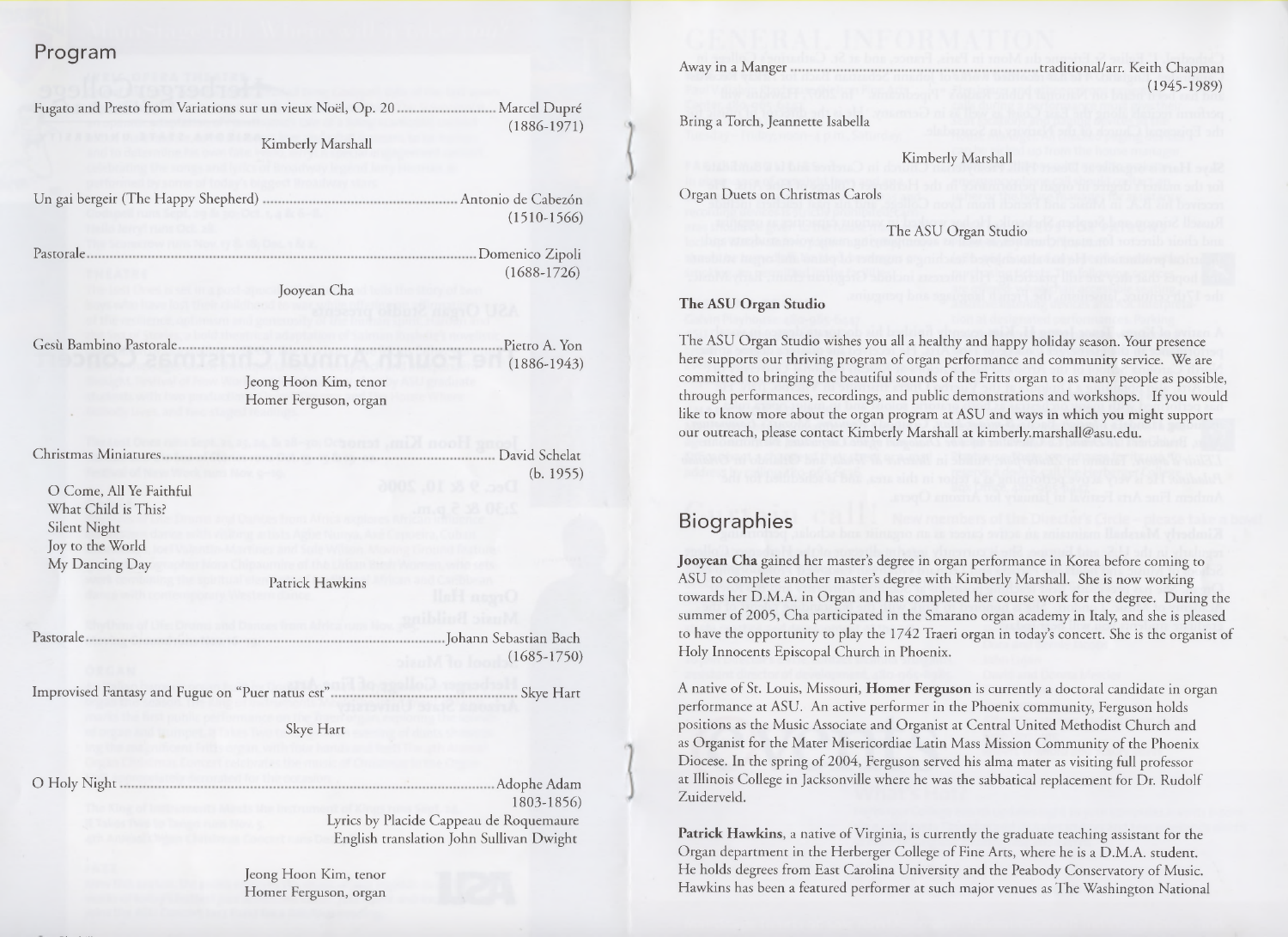## Program

Fugato and Presto from Variations sur un vieux Noël, Op. 20 .......................... Marcel Dupré
(1886-1971)

Kimberly Marshall

Un gai bergeir (The Happy Shepherd) .................................................. Antonio de Cabezón
(1510-1566)

Pastorale.............................................................................................. Domenico Zipoli
(1688-1726)

Jooyean Cha

Gesù Bambino Pastorale........................................................................ Pietro A. Yon
(1886-1943)

Jeong Hoon Kim, tenor
Homer Ferguson, organ

Christmas Miniatures............................................................................ David Schelat
(b. 1955)

- O Come, All Ye Faithful
- What Child is This?
- Silent Night
- Joy to the World
- My Dancing Day

Patrick Hawkins

Pastorale.............................................................................................. Johann Sebastian Bach
(1685-1750)

Improvised Fantasy and Fugue on "Puer natus est"................................. Skye Hart

Skye Hart

O Holy Night ........................................................................................ Adophe Adam
1803-1856)
Lyrics by Placide Cappeau de Roquemaure
English translation John Sullivan Dwight

Jeong Hoon Kim, tenor
Homer Ferguson, organ

Away in a Manger ................................................................ traditional/arr. Keith Chapman
(1945-1989)

Bring a Torch, Jeannette Isabella

Kimberly Marshall

Organ Duets on Christmas Carols

The ASU Organ Studio

### The ASU Organ Studio

The ASU Organ Studio wishes you all a healthy and happy holiday season. Your presence here supports our thriving program of organ performance and community service. We are committed to bringing the beautiful sounds of the Fritts organ to as many people as possible, through performances, recordings, and public demonstrations and workshops. If you would like to know more about the organ program at ASU and ways in which you might support our outreach, please contact Kimberly Marshall at kimberly.marshall@asu.edu.

## Biographies

**Jooyean Cha** gained her master's degree in organ performance in Korea before coming to ASU to complete another master's degree with Kimberly Marshall. She is now working towards her D.M.A. in Organ and has completed her course work for the degree. During the summer of 2005, Cha participated in the Smarano organ academy in Italy, and she is pleased to have the opportunity to play the 1742 Traeri organ in today's concert. She is the organist of Holy Innocents Episcopal Church in Phoenix.

A native of St. Louis, Missouri, **Homer Ferguson** is currently a doctoral candidate in organ performance at ASU. An active performer in the Phoenix community, Ferguson holds positions as the Music Associate and Organist at Central United Methodist Church and as Organist for the Mater Misericordiae Latin Mass Mission Community of the Phoenix Diocese. In the spring of 2004, Ferguson served his alma mater as visiting full professor at Illinois College in Jacksonville where he was the sabbatical replacement for Dr. Rudolf Zuiderveld.

**Patrick Hawkins**, a native of Virginia, is currently the graduate teaching assistant for the Organ department in the Herberger College of Fine Arts, where he is a D.M.A. student. He holds degrees from East Carolina University and the Peabody Conservatory of Music. Hawkins has been a featured performer at such major venues as The Washington National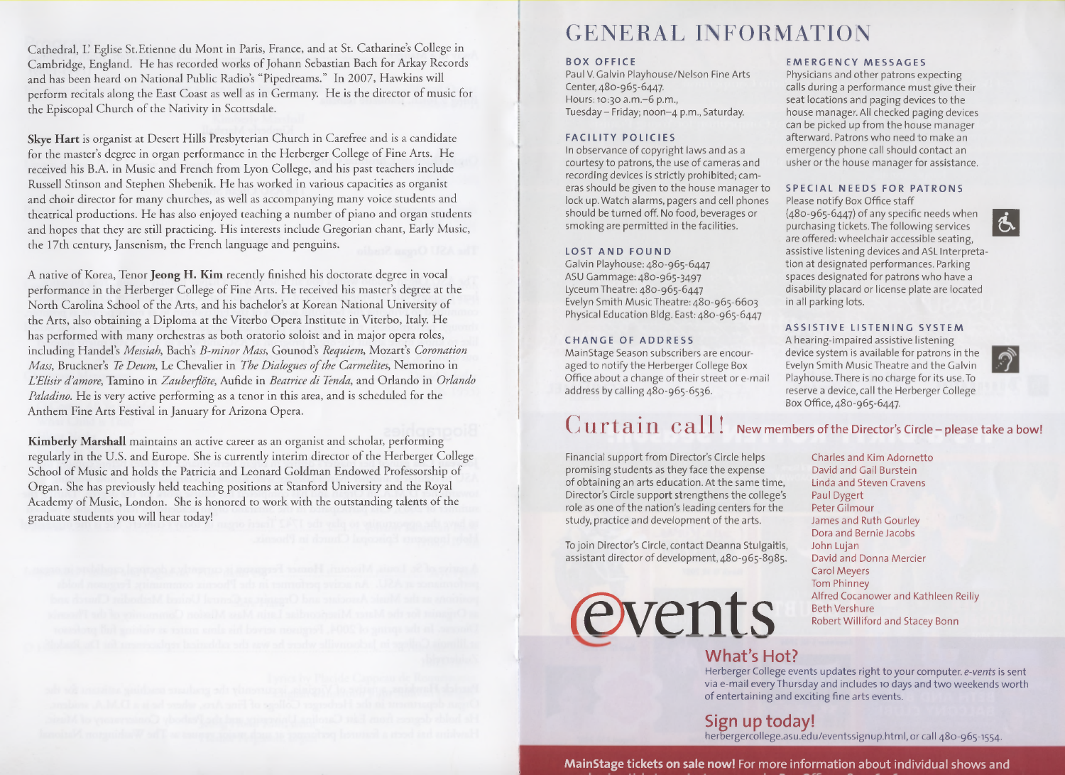Cathedral, L' Eglise St.Etienne du Mont in Paris, France, and at St. Catharine's College in Cambridge, England. He has recorded works of Johann Sebastian Bach for Arkay Records and has been heard on National Public Radio's "Pipedreams." In 2007, Hawkins will perform recitals along the East Coast as well as in Germany. He is the director of music for the Episcopal Church of the Nativity in Scottsdale.

**Skye Hart** is organist at Desert Hills Presbyterian Church in Carefree and is a candidate for the master's degree in organ performance in the Herberger College of Fine Arts. He received his B.A. in Music and French from Lyon College, and his past teachers include Russell Stinson and Stephen Shebenik. He has worked in various capacities as organist and choir director for many churches, as well as accompanying many voice students and theatrical productions. He has also enjoyed teaching a number of piano and organ students and hopes that they are still practicing. His interests include Gregorian chant, Early Music, the 17th century, Jansenism, the French language and penguins.

A native of Korea, Tenor **Jeong H. Kim** recently finished his doctorate degree in vocal performance in the Herberger College of Fine Arts. He received his master's degree at the North Carolina School of the Arts, and his bachelor's at Korean National University of the Arts, also obtaining a Diploma at the Viterbo Opera Institute in Viterbo, Italy. He has performed with many orchestras as both oratorio soloist and in major opera roles, including Handel's *Messiah*, Bach's *B-minor Mass*, Gounod's *Requiem*, Mozart's *Coronation Mass*, Bruckner's *Te Deum*, Le Chevalier in *The Dialogues of the Carmelites*, Nemorino in *L'Elisir d'amore*, Tamino in *Zauberflöte*, Aufide in *Beatrice di Tenda*, and Orlando in *Orlando Paladino*. He is very active performing as a tenor in this area, and is scheduled for the Anthem Fine Arts Festival in January for Arizona Opera.

**Kimberly Marshall** maintains an active career as an organist and scholar, performing regularly in the U.S. and Europe. She is currently interim director of the Herberger College School of Music and holds the Patricia and Leonard Goldman Endowed Professorship of Organ. She has previously held teaching positions at Stanford University and the Royal Academy of Music, London. She is honored to work with the outstanding talents of the graduate students you will hear today!

# GENERAL INFORMATION

### BOX OFFICE

Paul V. Galvin Playhouse/Nelson Fine Arts Center, 480-965-6447.
Hours: 10:30 a.m.–6 p.m., Tuesday – Friday; noon–4 p.m., Saturday.

### FACILITY POLICIES

In observance of copyright laws and as a courtesy to patrons, the use of cameras and recording devices is strictly prohibited; cameras should be given to the house manager to lock up. Watch alarms, pagers and cell phones should be turned off. No food, beverages or smoking are permitted in the facilities.

### LOST AND FOUND

Galvin Playhouse: 480-965-6447
ASU Gammage: 480-965-3497
Lyceum Theatre: 480-965-6447
Evelyn Smith Music Theatre: 480-965-6603
Physical Education Bldg. East: 480-965-6447

### CHANGE OF ADDRESS

MainStage Season subscribers are encouraged to notify the Herberger College Box Office about a change of their street or e-mail address by calling 480-965-6536.

### EMERGENCY MESSAGES

Physicians and other patrons expecting calls during a performance must give their seat locations and paging devices to the house manager. All checked paging devices can be picked up from the house manager afterward. Patrons who need to make an emergency phone call should contact an usher or the house manager for assistance.

### SPECIAL NEEDS FOR PATRONS

Please notify Box Office staff (480-965-6447) of any specific needs when purchasing tickets. The following services are offered: wheelchair accessible seating, assistive listening devices and ASL Interpretation at designated performances. Parking spaces designated for patrons who have a disability placard or license plate are located in all parking lots.

### ASSISTIVE LISTENING SYSTEM

A hearing-impaired assistive listening device system is available for patrons in the Evelyn Smith Music Theatre and the Galvin Playhouse. There is no charge for its use. To reserve a device, call the Herberger College Box Office, 480-965-6447.

## Curtain call! New members of the Director's Circle – please take a bow!

Financial support from Director's Circle helps promising students as they face the expense of obtaining an arts education. At the same time, Director's Circle support strengthens the college's role as one of the nation's leading centers for the study, practice and development of the arts.

To join Director's Circle, contact Deanna Stulgaitis, assistant director of development, 480-965-8985.

Charles and Kim Adornetto
David and Gail Burstein
Linda and Steven Cravens
Paul Dygert
Peter Gilmour
James and Ruth Gourley
Dora and Bernie Jacobs
John Lujan
David and Donna Mercier
Carol Meyers
Tom Phinney
Alfred Cocanower and Kathleen Reilly
Beth Vershure
Robert Williford and Stacey Bonn

## events

### What's Hot?

Herberger College events updates right to your computer. *e-vents* is sent via e-mail every Thursday and includes 10 days and two weekends worth of entertaining and exciting fine arts events.

### Sign up today!

herbergercollege.asu.edu/eventssignup.html, or call 480-965-1554.

**MainStage tickets on sale now!** For more information about individual shows and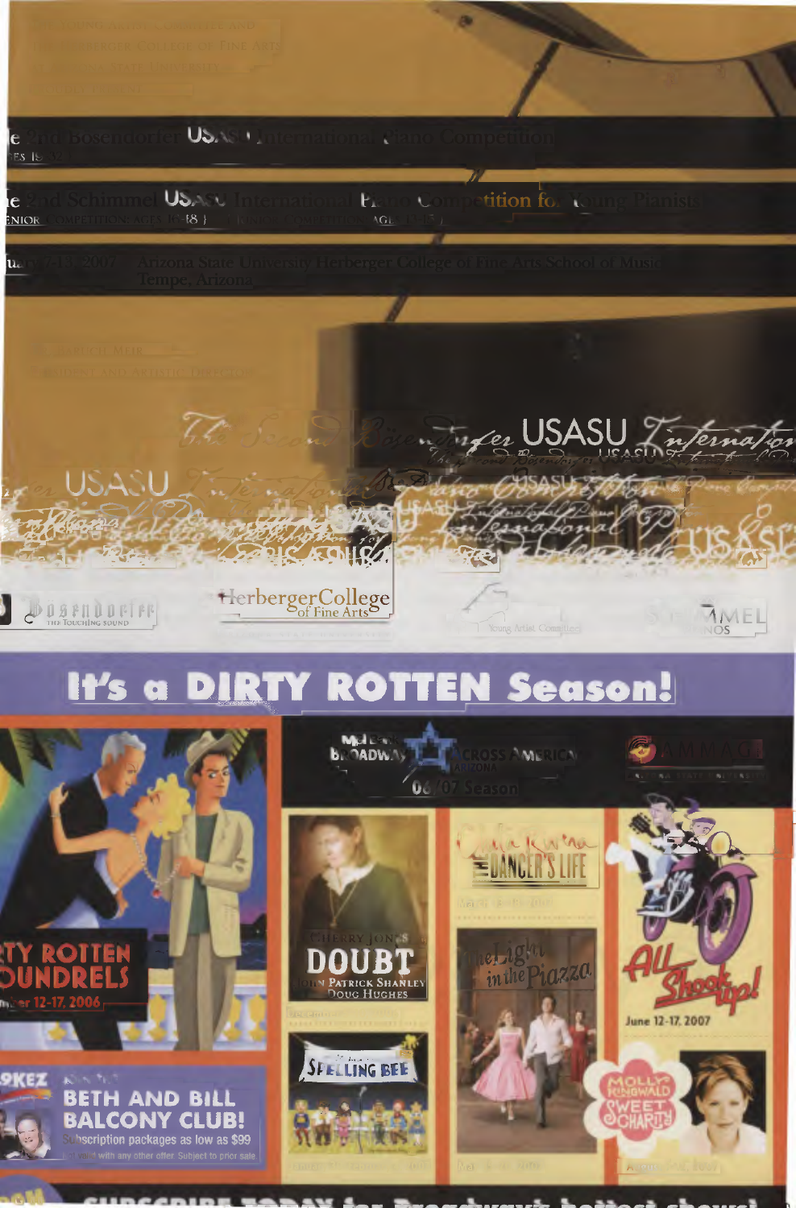The 2nd Bosendorfer USASU International Piano Competition

The 2nd Schimmel USASU International Piano Competition for Young Pianists

SENIOR COMPETITIONS AGES 10-18

June 7-13, 2007 Arizona State University Herberger College of Fine Arts School of Music Tempe, Arizona

Bosendorfer THE TOUCHING SOUND

Herberger College of Fine Arts

Young Artist Committee

SCHIMMEL PIANOS

# It's a DIRTY ROTTEN Season!

DIRTY ROTTEN SCOUNDRELS

December 12-17, 2006

Mid-Century BROADWAY ACROSS AMERICA ARIZONA

06/07 Season

ASU GAMMAGE ARIZONA STATE UNIVERSITY

CHERRY JONES

DOUBT

JOHN PATRICK SHANLEY

DOUG HUGHES

SPELLING BEE

Chita Rivera THE DANCER'S LIFE

The Light in the Piazza

All Shook Up!

June 12-17, 2007

MOLLY RINGWALD SWEET CHARITY

99KEZ

BETH AND BILL BALCONY CLUB!

Subscription packages as low as $99

Not valid with any other offer. Subject to prior sale.

SUBSCRIBE TODAY for Broadway's hottest shows!